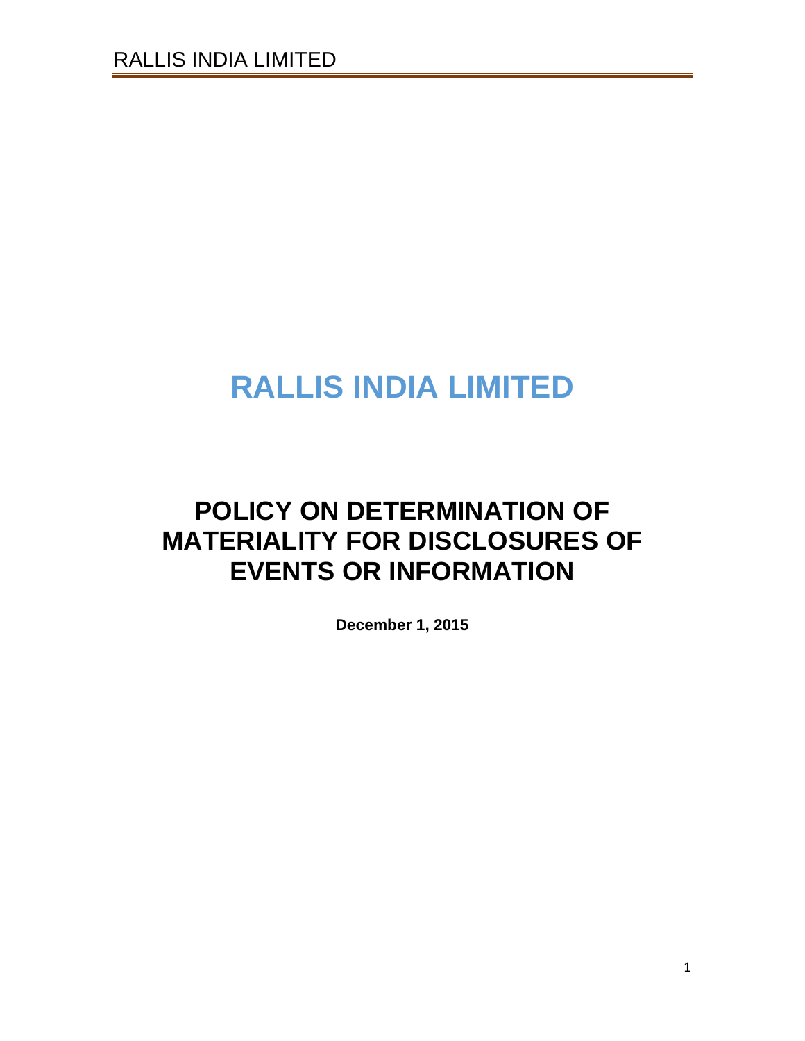# RALLIS INDIA LIMITED

## POLICY ON DETERMINATION OF MATERIALITY FOR DISCLOSURES OF EVENTS OR INFORMATION

**December 1, 2015**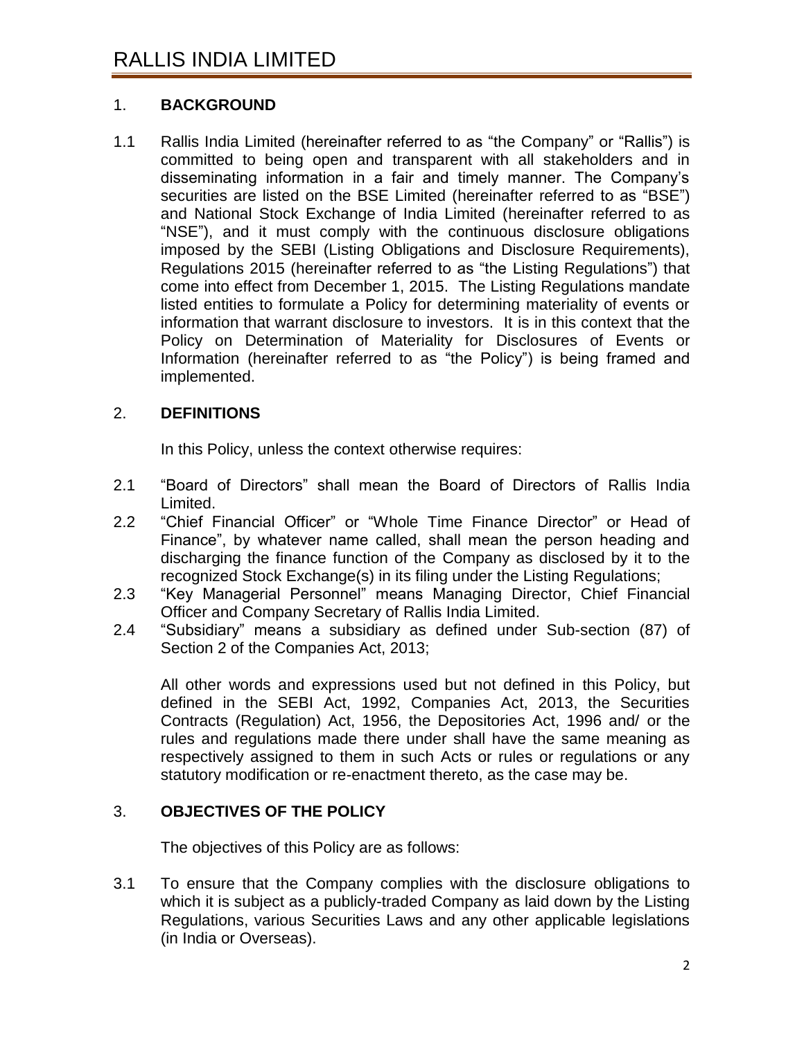## 1. BACKGROUND

1.1 Rallis India Limited (hereinafter referred to as "the Company" or "Rallis") is committed to being open and transparent with all stakeholders and in disseminating information in a fair and timely manner. The Company's securities are listed on the BSE Limited (hereinafter referred to as "BSE") and National Stock Exchange of India Limited (hereinafter referred to as "NSE"), and it must comply with the continuous disclosure obligations imposed by the SEBI (Listing Obligations and Disclosure Requirements), Regulations 2015 (hereinafter referred to as "the Listing Regulations") that come into effect from December 1, 2015. The Listing Regulations mandate listed entities to formulate a Policy for determining materiality of events or information that warrant disclosure to investors. It is in this context that the Policy on Determination of Materiality for Disclosures of Events or Information (hereinafter referred to as "the Policy") is being framed and implemented.

## 2. DEFINITIONS

In this Policy, unless the context otherwise requires:

2.1 "Board of Directors" shall mean the Board of Directors of Rallis India Limited.

2.2 "Chief Financial Officer" or "Whole Time Finance Director" or Head of Finance", by whatever name called, shall mean the person heading and discharging the finance function of the Company as disclosed by it to the recognized Stock Exchange(s) in its filing under the Listing Regulations;

2.3 "Key Managerial Personnel" means Managing Director, Chief Financial Officer and Company Secretary of Rallis India Limited.

2.4 "Subsidiary" means a subsidiary as defined under Sub-section (87) of Section 2 of the Companies Act, 2013;

All other words and expressions used but not defined in this Policy, but defined in the SEBI Act, 1992, Companies Act, 2013, the Securities Contracts (Regulation) Act, 1956, the Depositories Act, 1996 and/ or the rules and regulations made there under shall have the same meaning as respectively assigned to them in such Acts or rules or regulations or any statutory modification or re-enactment thereto, as the case may be.

## 3. OBJECTIVES OF THE POLICY

The objectives of this Policy are as follows:

3.1 To ensure that the Company complies with the disclosure obligations to which it is subject as a publicly-traded Company as laid down by the Listing Regulations, various Securities Laws and any other applicable legislations (in India or Overseas).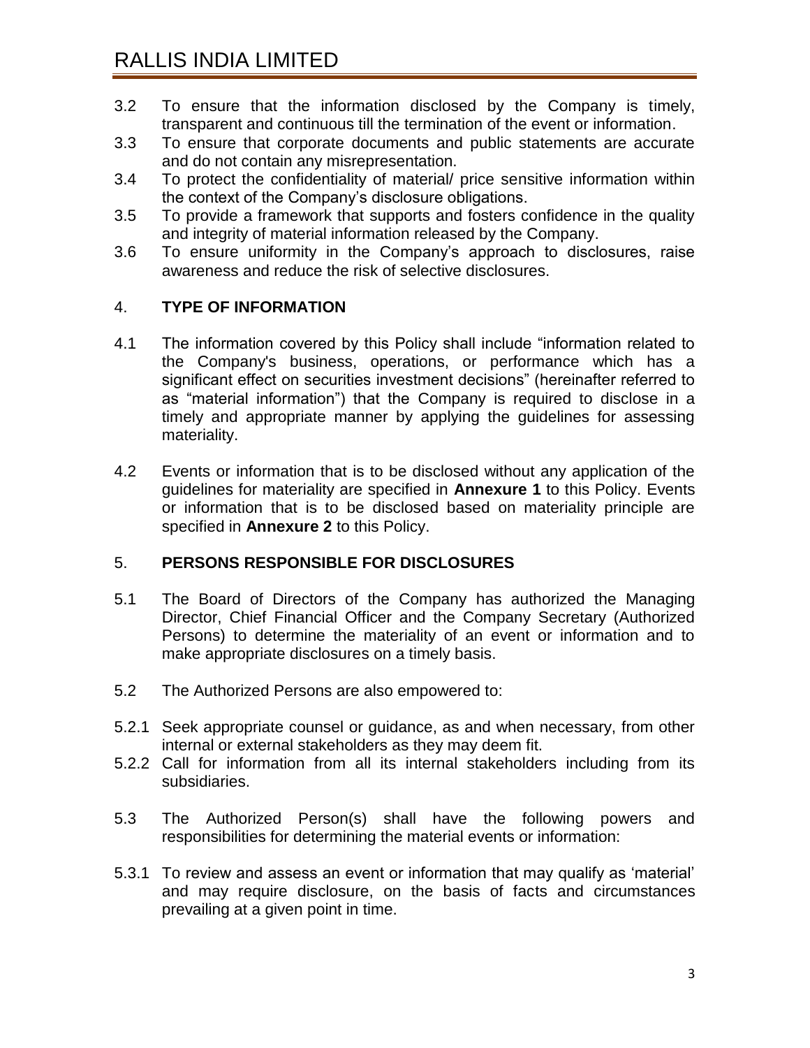3.2 To ensure that the information disclosed by the Company is timely, transparent and continuous till the termination of the event or information.

3.3 To ensure that corporate documents and public statements are accurate and do not contain any misrepresentation.

3.4 To protect the confidentiality of material/ price sensitive information within the context of the Company's disclosure obligations.

3.5 To provide a framework that supports and fosters confidence in the quality and integrity of material information released by the Company.

3.6 To ensure uniformity in the Company's approach to disclosures, raise awareness and reduce the risk of selective disclosures.

## 4. TYPE OF INFORMATION

4.1 The information covered by this Policy shall include "information related to the Company's business, operations, or performance which has a significant effect on securities investment decisions" (hereinafter referred to as "material information") that the Company is required to disclose in a timely and appropriate manner by applying the guidelines for assessing materiality.

4.2 Events or information that is to be disclosed without any application of the guidelines for materiality are specified in **Annexure 1** to this Policy. Events or information that is to be disclosed based on materiality principle are specified in **Annexure 2** to this Policy.

## 5. PERSONS RESPONSIBLE FOR DISCLOSURES

5.1 The Board of Directors of the Company has authorized the Managing Director, Chief Financial Officer and the Company Secretary (Authorized Persons) to determine the materiality of an event or information and to make appropriate disclosures on a timely basis.

5.2 The Authorized Persons are also empowered to:

5.2.1 Seek appropriate counsel or guidance, as and when necessary, from other internal or external stakeholders as they may deem fit.

5.2.2 Call for information from all its internal stakeholders including from its subsidiaries.

5.3 The Authorized Person(s) shall have the following powers and responsibilities for determining the material events or information:

5.3.1 To review and assess an event or information that may qualify as 'material' and may require disclosure, on the basis of facts and circumstances prevailing at a given point in time.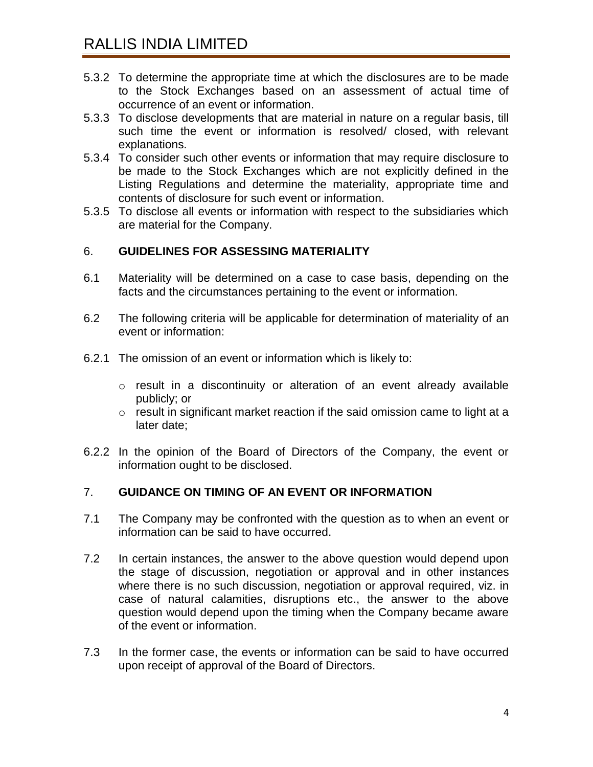5.3.2 To determine the appropriate time at which the disclosures are to be made to the Stock Exchanges based on an assessment of actual time of occurrence of an event or information.

5.3.3 To disclose developments that are material in nature on a regular basis, till such time the event or information is resolved/ closed, with relevant explanations.

5.3.4 To consider such other events or information that may require disclosure to be made to the Stock Exchanges which are not explicitly defined in the Listing Regulations and determine the materiality, appropriate time and contents of disclosure for such event or information.

5.3.5 To disclose all events or information with respect to the subsidiaries which are material for the Company.

## 6. GUIDELINES FOR ASSESSING MATERIALITY

6.1 Materiality will be determined on a case to case basis, depending on the facts and the circumstances pertaining to the event or information.

6.2 The following criteria will be applicable for determination of materiality of an event or information:

6.2.1 The omission of an event or information which is likely to:

- result in a discontinuity or alteration of an event already available publicly; or
- result in significant market reaction if the said omission came to light at a later date;

6.2.2 In the opinion of the Board of Directors of the Company, the event or information ought to be disclosed.

## 7. GUIDANCE ON TIMING OF AN EVENT OR INFORMATION

7.1 The Company may be confronted with the question as to when an event or information can be said to have occurred.

7.2 In certain instances, the answer to the above question would depend upon the stage of discussion, negotiation or approval and in other instances where there is no such discussion, negotiation or approval required, viz. in case of natural calamities, disruptions etc., the answer to the above question would depend upon the timing when the Company became aware of the event or information.

7.3 In the former case, the events or information can be said to have occurred upon receipt of approval of the Board of Directors.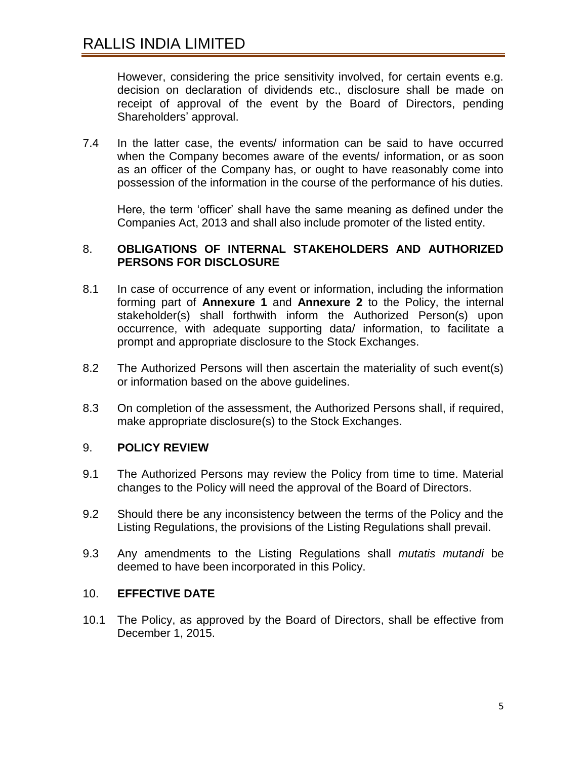However, considering the price sensitivity involved, for certain events e.g. decision on declaration of dividends etc., disclosure shall be made on receipt of approval of the event by the Board of Directors, pending Shareholders' approval.

7.4 In the latter case, the events/ information can be said to have occurred when the Company becomes aware of the events/ information, or as soon as an officer of the Company has, or ought to have reasonably come into possession of the information in the course of the performance of his duties.

Here, the term 'officer' shall have the same meaning as defined under the Companies Act, 2013 and shall also include promoter of the listed entity.

## 8. OBLIGATIONS OF INTERNAL STAKEHOLDERS AND AUTHORIZED PERSONS FOR DISCLOSURE

8.1 In case of occurrence of any event or information, including the information forming part of **Annexure 1** and **Annexure 2** to the Policy, the internal stakeholder(s) shall forthwith inform the Authorized Person(s) upon occurrence, with adequate supporting data/ information, to facilitate a prompt and appropriate disclosure to the Stock Exchanges.

8.2 The Authorized Persons will then ascertain the materiality of such event(s) or information based on the above guidelines.

8.3 On completion of the assessment, the Authorized Persons shall, if required, make appropriate disclosure(s) to the Stock Exchanges.

## 9. POLICY REVIEW

9.1 The Authorized Persons may review the Policy from time to time. Material changes to the Policy will need the approval of the Board of Directors.

9.2 Should there be any inconsistency between the terms of the Policy and the Listing Regulations, the provisions of the Listing Regulations shall prevail.

9.3 Any amendments to the Listing Regulations shall *mutatis mutandi* be deemed to have been incorporated in this Policy.

## 10. EFFECTIVE DATE

10.1 The Policy, as approved by the Board of Directors, shall be effective from December 1, 2015.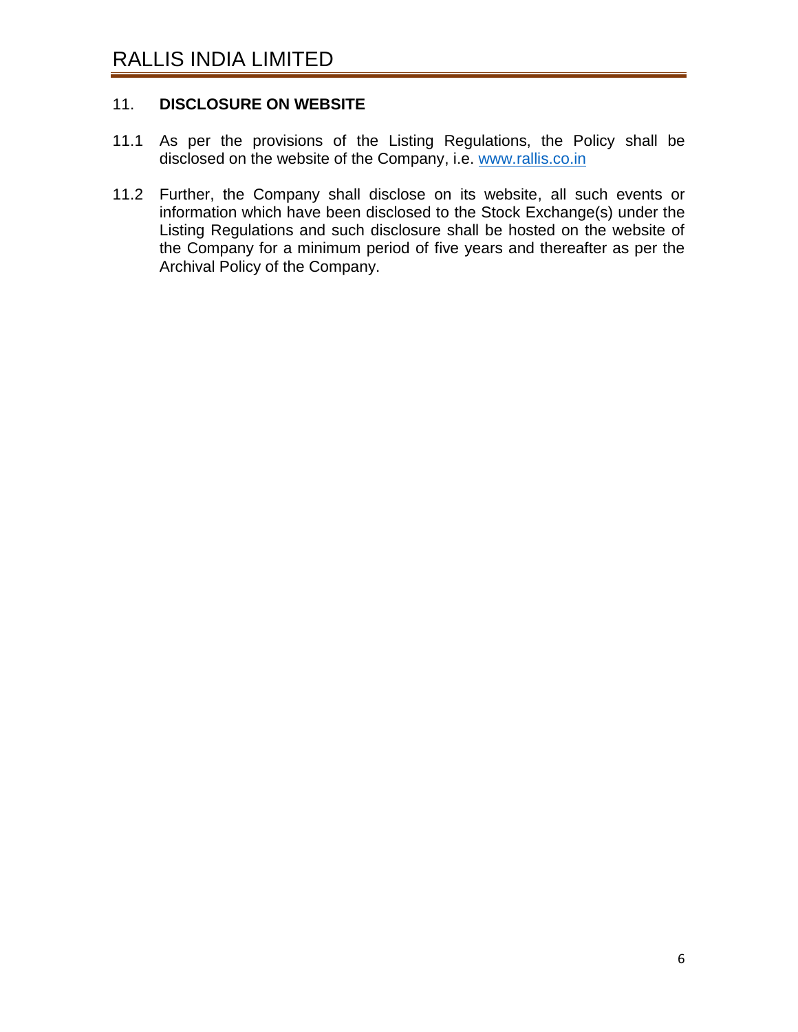## 11. DISCLOSURE ON WEBSITE

11.1 As per the provisions of the Listing Regulations, the Policy shall be disclosed on the website of the Company, i.e. www.rallis.co.in

11.2 Further, the Company shall disclose on its website, all such events or information which have been disclosed to the Stock Exchange(s) under the Listing Regulations and such disclosure shall be hosted on the website of the Company for a minimum period of five years and thereafter as per the Archival Policy of the Company.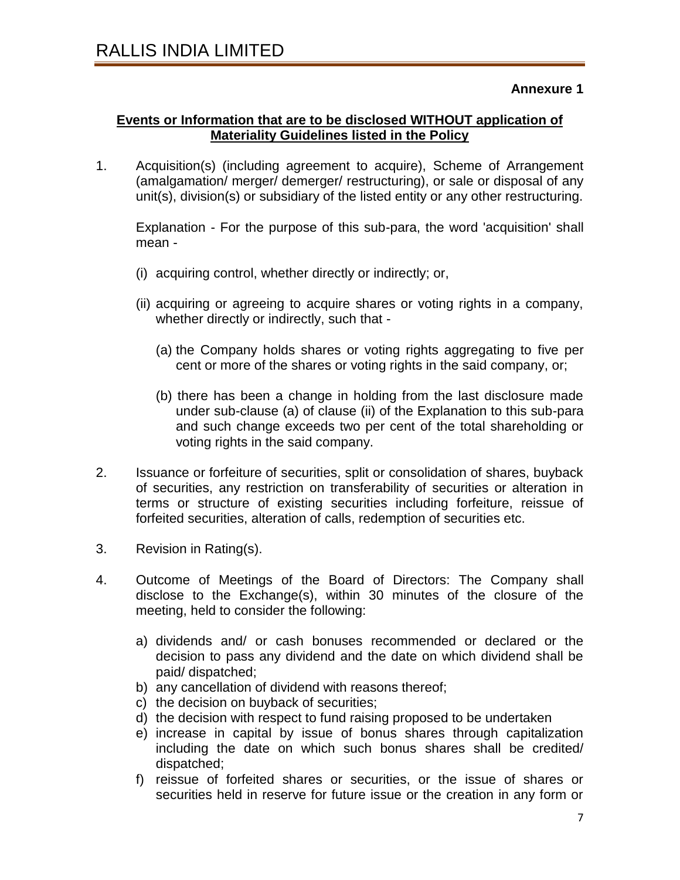**Annexure 1**

**Events or Information that are to be disclosed WITHOUT application of Materiality Guidelines listed in the Policy**

1. Acquisition(s) (including agreement to acquire), Scheme of Arrangement (amalgamation/ merger/ demerger/ restructuring), or sale or disposal of any unit(s), division(s) or subsidiary of the listed entity or any other restructuring.

   Explanation - For the purpose of this sub-para, the word 'acquisition' shall mean -

   (i) acquiring control, whether directly or indirectly; or,

   (ii) acquiring or agreeing to acquire shares or voting rights in a company, whether directly or indirectly, such that -

      (a) the Company holds shares or voting rights aggregating to five per cent or more of the shares or voting rights in the said company, or;

      (b) there has been a change in holding from the last disclosure made under sub-clause (a) of clause (ii) of the Explanation to this sub-para and such change exceeds two per cent of the total shareholding or voting rights in the said company.

2. Issuance or forfeiture of securities, split or consolidation of shares, buyback of securities, any restriction on transferability of securities or alteration in terms or structure of existing securities including forfeiture, reissue of forfeited securities, alteration of calls, redemption of securities etc.

3. Revision in Rating(s).

4. Outcome of Meetings of the Board of Directors: The Company shall disclose to the Exchange(s), within 30 minutes of the closure of the meeting, held to consider the following:

   a) dividends and/ or cash bonuses recommended or declared or the decision to pass any dividend and the date on which dividend shall be paid/ dispatched;
   b) any cancellation of dividend with reasons thereof;
   c) the decision on buyback of securities;
   d) the decision with respect to fund raising proposed to be undertaken
   e) increase in capital by issue of bonus shares through capitalization including the date on which such bonus shares shall be credited/ dispatched;
   f) reissue of forfeited shares or securities, or the issue of shares or securities held in reserve for future issue or the creation in any form or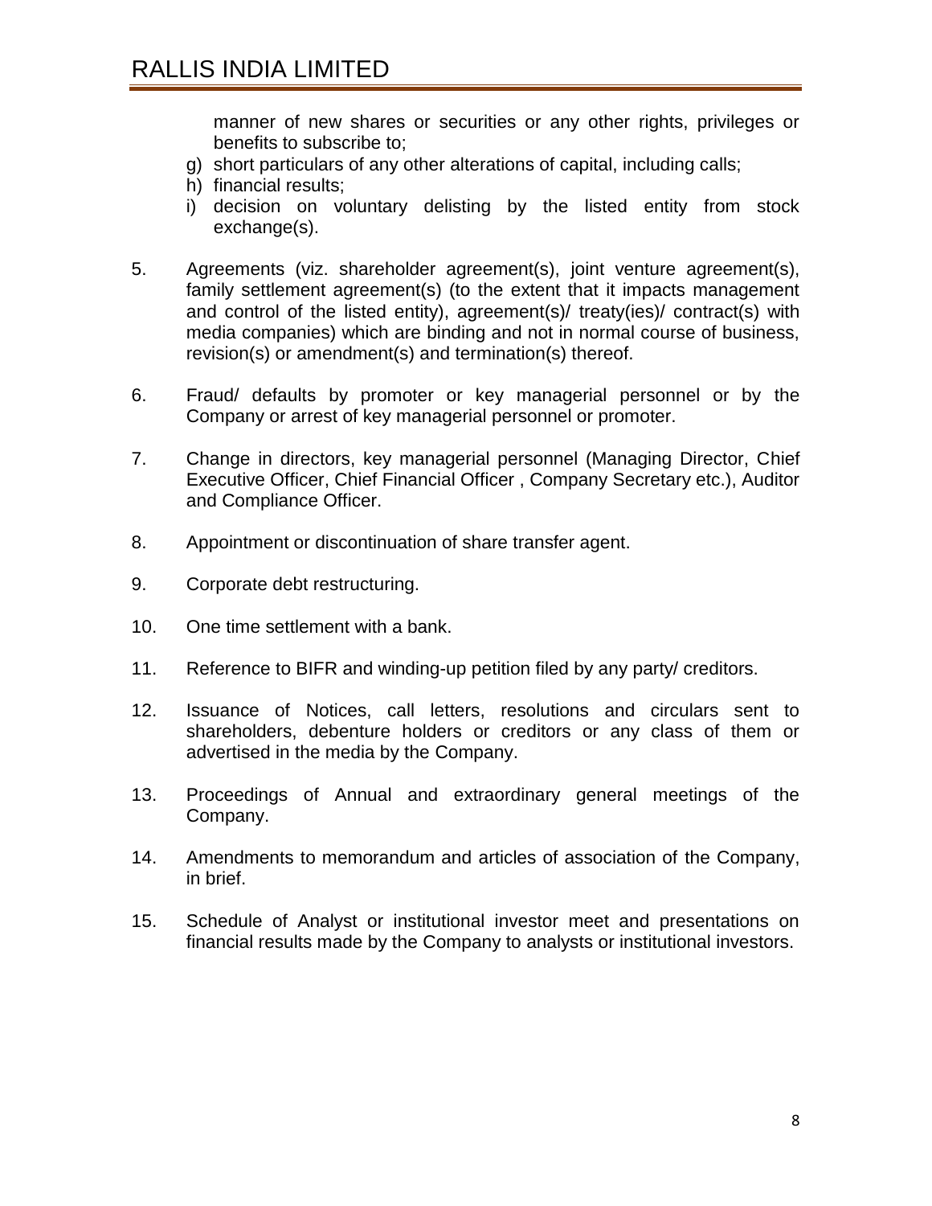manner of new shares or securities or any other rights, privileges or benefits to subscribe to;

g) short particulars of any other alterations of capital, including calls;
h) financial results;
i) decision on voluntary delisting by the listed entity from stock exchange(s).

5. Agreements (viz. shareholder agreement(s), joint venture agreement(s), family settlement agreement(s) (to the extent that it impacts management and control of the listed entity), agreement(s)/ treaty(ies)/ contract(s) with media companies) which are binding and not in normal course of business, revision(s) or amendment(s) and termination(s) thereof.

6. Fraud/ defaults by promoter or key managerial personnel or by the Company or arrest of key managerial personnel or promoter.

7. Change in directors, key managerial personnel (Managing Director, Chief Executive Officer, Chief Financial Officer , Company Secretary etc.), Auditor and Compliance Officer.

8. Appointment or discontinuation of share transfer agent.

9. Corporate debt restructuring.

10. One time settlement with a bank.

11. Reference to BIFR and winding-up petition filed by any party/ creditors.

12. Issuance of Notices, call letters, resolutions and circulars sent to shareholders, debenture holders or creditors or any class of them or advertised in the media by the Company.

13. Proceedings of Annual and extraordinary general meetings of the Company.

14. Amendments to memorandum and articles of association of the Company, in brief.

15. Schedule of Analyst or institutional investor meet and presentations on financial results made by the Company to analysts or institutional investors.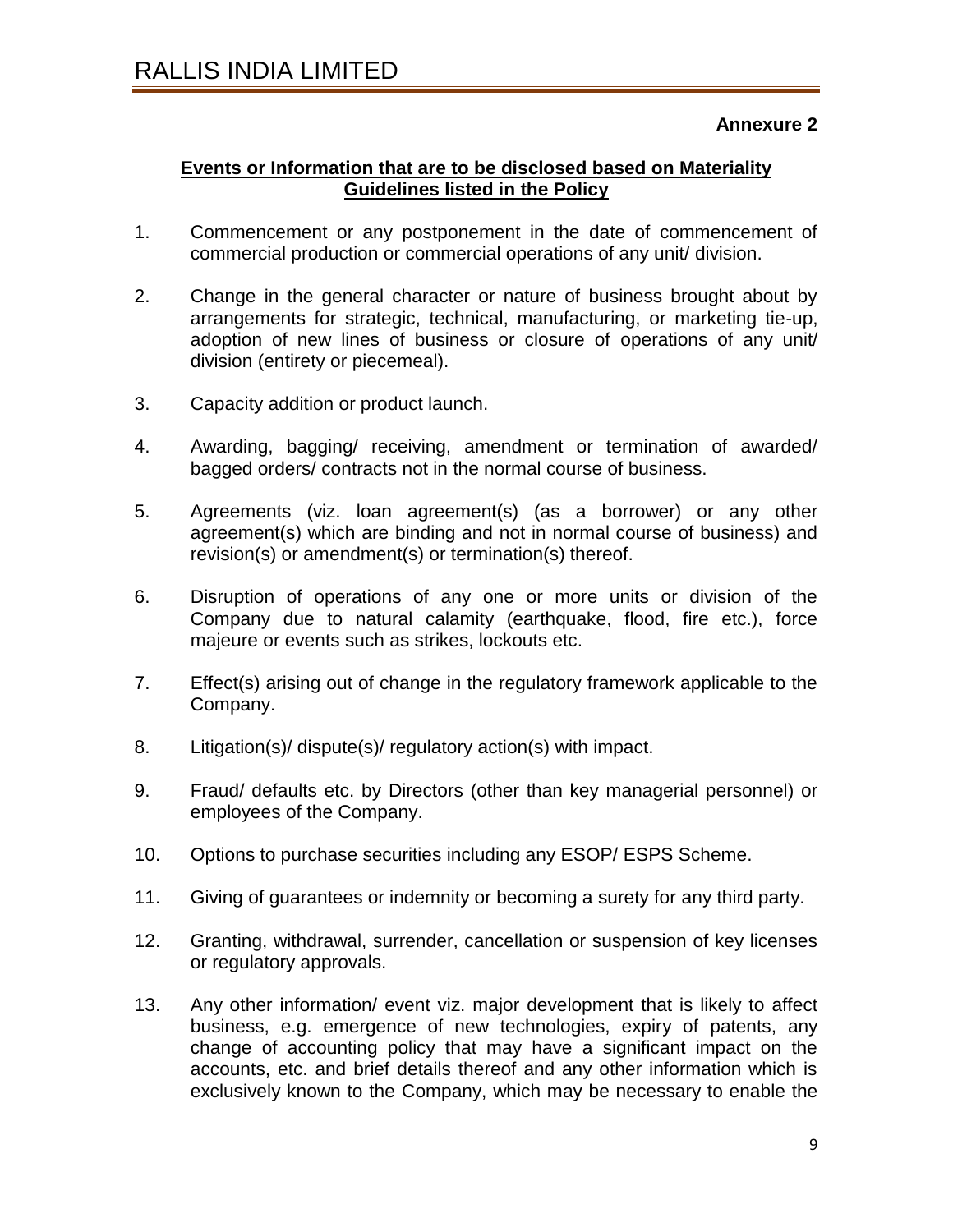**Annexure 2**

**Events or Information that are to be disclosed based on Materiality Guidelines listed in the Policy**

1. Commencement or any postponement in the date of commencement of commercial production or commercial operations of any unit/ division.

2. Change in the general character or nature of business brought about by arrangements for strategic, technical, manufacturing, or marketing tie-up, adoption of new lines of business or closure of operations of any unit/ division (entirety or piecemeal).

3. Capacity addition or product launch.

4. Awarding, bagging/ receiving, amendment or termination of awarded/ bagged orders/ contracts not in the normal course of business.

5. Agreements (viz. loan agreement(s) (as a borrower) or any other agreement(s) which are binding and not in normal course of business) and revision(s) or amendment(s) or termination(s) thereof.

6. Disruption of operations of any one or more units or division of the Company due to natural calamity (earthquake, flood, fire etc.), force majeure or events such as strikes, lockouts etc.

7. Effect(s) arising out of change in the regulatory framework applicable to the Company.

8. Litigation(s)/ dispute(s)/ regulatory action(s) with impact.

9. Fraud/ defaults etc. by Directors (other than key managerial personnel) or employees of the Company.

10. Options to purchase securities including any ESOP/ ESPS Scheme.

11. Giving of guarantees or indemnity or becoming a surety for any third party.

12. Granting, withdrawal, surrender, cancellation or suspension of key licenses or regulatory approvals.

13. Any other information/ event viz. major development that is likely to affect business, e.g. emergence of new technologies, expiry of patents, any change of accounting policy that may have a significant impact on the accounts, etc. and brief details thereof and any other information which is exclusively known to the Company, which may be necessary to enable the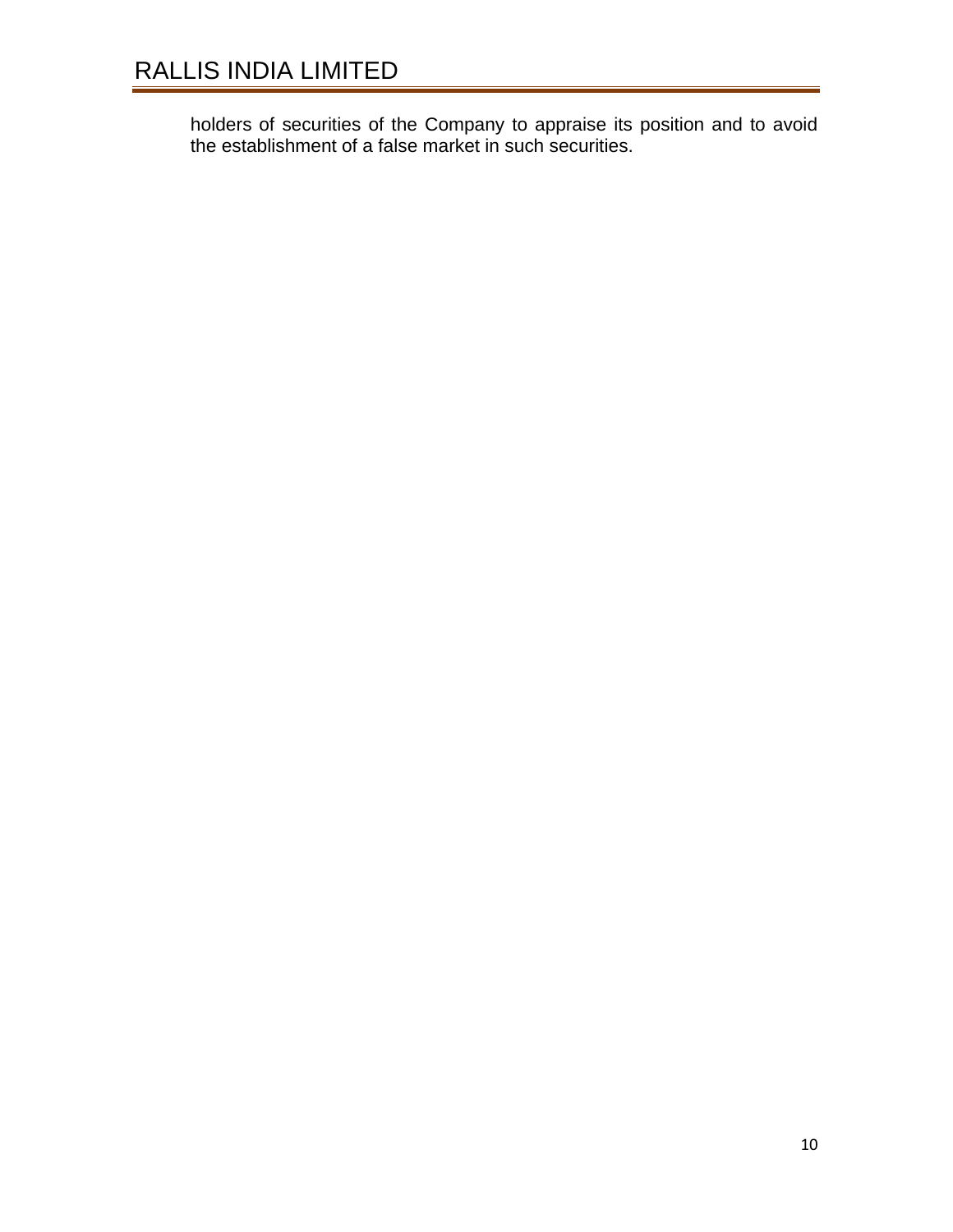holders of securities of the Company to appraise its position and to avoid the establishment of a false market in such securities.